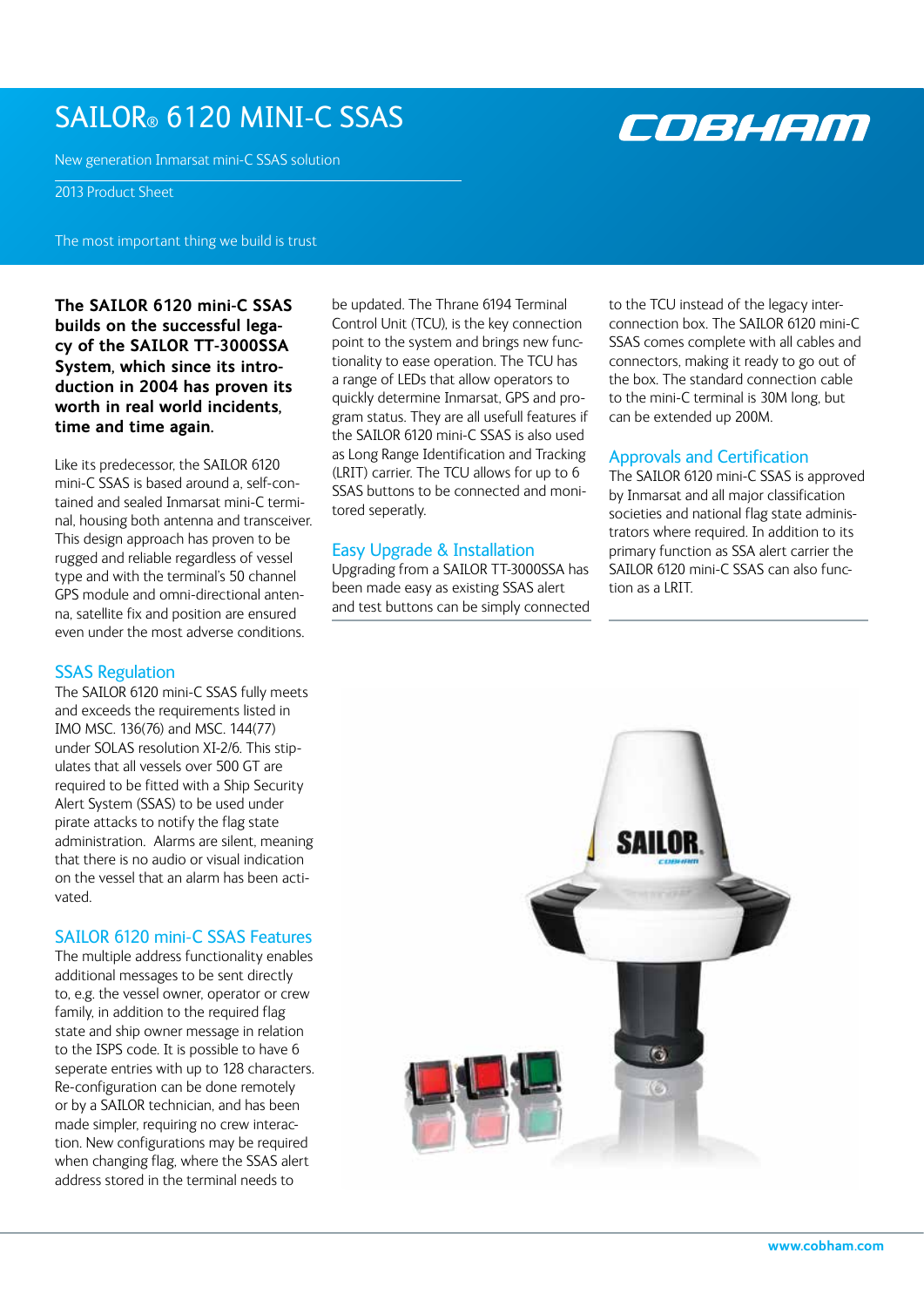# SAILOR® 6120 MINI-C SSAS

New generation Inmarsat mini-C SSAS solution

2013 Product Sheet

The most important thing we build is trust

**The SAILOR 6120 mini-C SSAS builds on the successful legacy of the SAILOR TT-3000SSA System, which since its introduction in 2004 has proven its worth in real world incidents, time and time again.**

Like its predecessor, the SAILOR 6120 mini-C SSAS is based around a, self-contained and sealed Inmarsat mini-C terminal, housing both antenna and transceiver. This design approach has proven to be rugged and reliable regardless of vessel type and with the terminal's 50 channel GPS module and omni-directional antenna, satellite fix and position are ensured even under the most adverse conditions.

## SSAS Regulation

The SAILOR 6120 mini-C SSAS fully meets and exceeds the requirements listed in IMO MSC. 136(76) and MSC. 144(77) under SOLAS resolution XI-2/6. This stipulates that all vessels over 500 GT are required to be fitted with a Ship Security Alert System (SSAS) to be used under pirate attacks to notify the flag state administration. Alarms are silent, meaning that there is no audio or visual indication on the vessel that an alarm has been activated.

## SAILOR 6120 mini-C SSAS Features

The multiple address functionality enables additional messages to be sent directly to, e.g. the vessel owner, operator or crew family, in addition to the required flag state and ship owner message in relation to the ISPS code. It is possible to have 6 seperate entries with up to 128 characters. Re-configuration can be done remotely or by a SAILOR technician, and has been made simpler, requiring no crew interaction. New configurations may be required when changing flag, where the SSAS alert address stored in the terminal needs to be updated. The Thrane 6194 Terminal Control Unit (TCU), is the key connection point to the system and brings new functionality to ease operation. The TCU has a range of LEDs that allow operators to quickly determine Inmarsat, GPS and program status. They are all usefull features if the SAILOR 6120 mini-C SSAS is also used as Long Range Identification and Tracking (LRIT) carrier. The TCU allows for up to 6 SSAS buttons to be connected and monitored seperatly.

## Easy Upgrade & Installation

Upgrading from a SAILOR TT-3000SSA has been made easy as existing SSAS alert and test buttons can be simply connected to the TCU instead of the legacy interconnection box. The SAILOR 6120 mini-C SSAS comes complete with all cables and connectors, making it ready to go out of the box. The standard connection cable to the mini-C terminal is 30M long, but can be extended up 200M.

## Approvals and Certification

The SAILOR 6120 mini-C SSAS is approved by Inmarsat and all major classification societies and national flag state administrators where required. In addition to its primary function as SSA alert carrier the SAILOR 6120 mini-C SSAS can also function as a LRIT.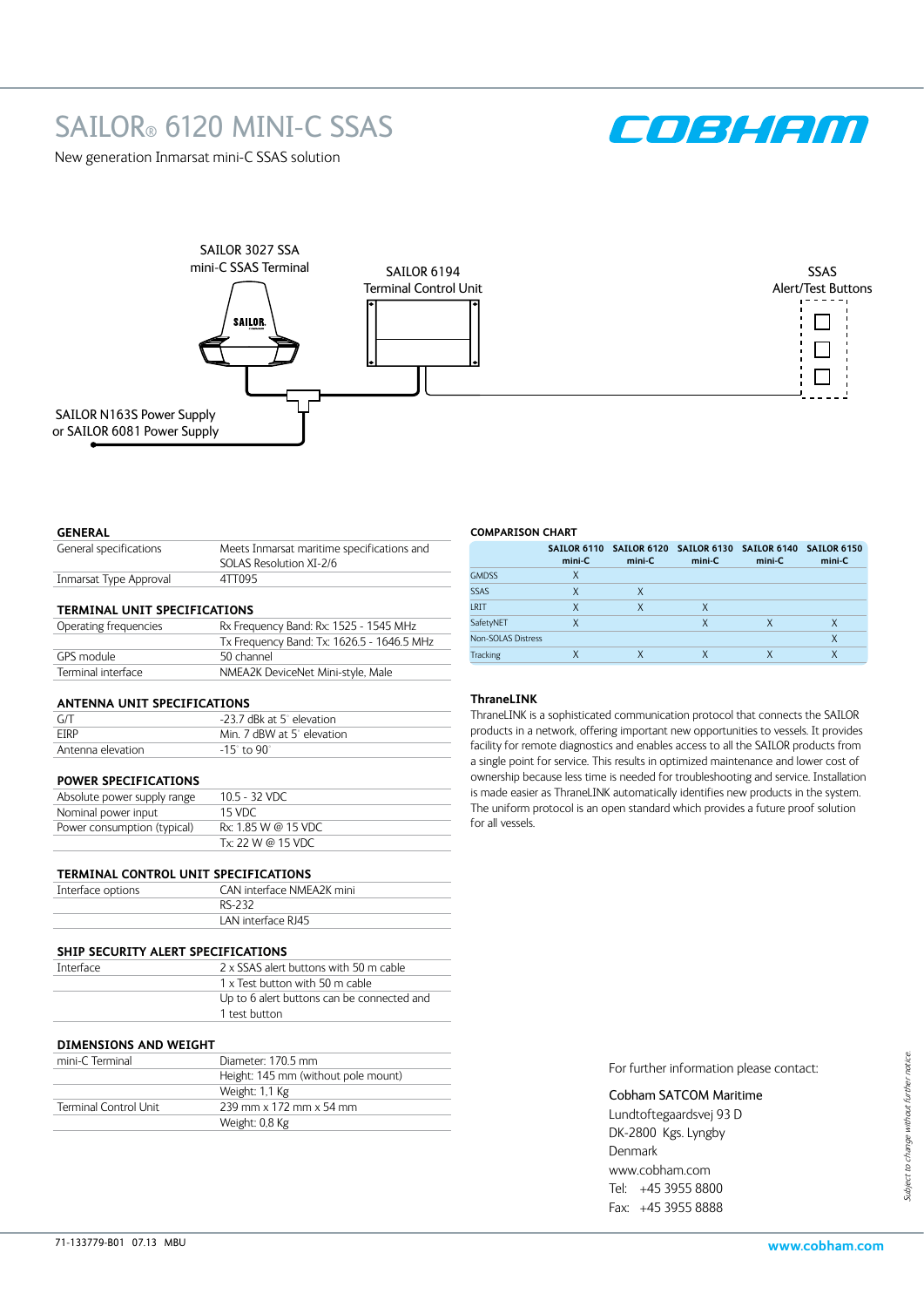# SAILOR® 6120 MINI-C SSAS

New generation Inmarsat mini-C SSAS solution

SAILOR 3027 SSA
mini-C SSAS Terminal

SAILOR 6194
Terminal Control Unit

SSAS
Alert/Test Buttons

SAILOR N163S Power Supply
or SAILOR 6081 Power Supply

## GENERAL

| | |
|---|---|
| General specifications | Meets Inmarsat maritime specifications and SOLAS Resolution XI-2/6 |
| Inmarsat Type Approval | 4TT095 |

## TERMINAL UNIT SPECIFICATIONS

| | |
|---|---|
| Operating frequencies | Rx Frequency Band: Rx: 1525 - 1545 MHz |
| | Tx Frequency Band: Tx: 1626.5 - 1646.5 MHz |
| GPS module | 50 channel |
| Terminal interface | NMEA2K DeviceNet Mini-style, Male |

## ANTENNA UNIT SPECIFICATIONS

| | |
|---|---|
| G/T | -23.7 dBk at 5° elevation |
| EIRP | Min. 7 dBW at 5° elevation |
| Antenna elevation | -15° to 90° |

## POWER SPECIFICATIONS

| | |
|---|---|
| Absolute power supply range | 10.5 - 32 VDC |
| Nominal power input | 15 VDC |
| Power consumption (typical) | Rx: 1.85 W @ 15 VDC |
| | Tx: 22 W @ 15 VDC |

## TERMINAL CONTROL UNIT SPECIFICATIONS

| | |
|---|---|
| Interface options | CAN interface NMEA2K mini |
| | RS-232 |
| | LAN interface RJ45 |

## SHIP SECURITY ALERT SPECIFICATIONS

| | |
|---|---|
| Interface | 2 x SSAS alert buttons with 50 m cable |
| | 1 x Test button with 50 m cable |
| | Up to 6 alert buttons can be connected and 1 test button |

## DIMENSIONS AND WEIGHT

| | |
|---|---|
| mini-C Terminal | Diameter: 170.5 mm |
| | Height: 145 mm (without pole mount) |
| | Weight: 1.1 Kg |
| Terminal Control Unit | 239 mm x 172 mm x 54 mm |
| | Weight: 0,8 Kg |

## COMPARISON CHART

| | SAILOR 6110 mini-C | SAILOR 6120 mini-C | SAILOR 6130 mini-C | SAILOR 6140 mini-C | SAILOR 6150 mini-C |
|---|---|---|---|---|---|
| GMDSS | X | | | | |
| SSAS | X | X | | | |
| LRIT | X | X | X | | |
| SafetyNET | X | | X | X | X |
| Non-SOLAS Distress | | | | | X |
| Tracking | X | X | X | X | X |

## ThraneLINK

ThraneLINK is a sophisticated communication protocol that connects the SAILOR products in a network, offering important new opportunities to vessels. It provides facility for remote diagnostics and enables access to all the SAILOR products from a single point for service. This results in optimized maintenance and lower cost of ownership because less time is needed for troubleshooting and service. Installation is made easier as ThraneLINK automatically identifies new products in the system. The uniform protocol is an open standard which provides a future proof solution for all vessels.

For further information please contact:

Cobham SATCOM Maritime
Lundtoftegaardsvej 93 D
DK-2800 Kgs. Lyngby
Denmark
www.cobham.com
Tel: +45 3955 8800
Fax: +45 3955 8888

*Subject to change without further notice.*

71-133779-B01 07.13 MBU

www.cobham.com